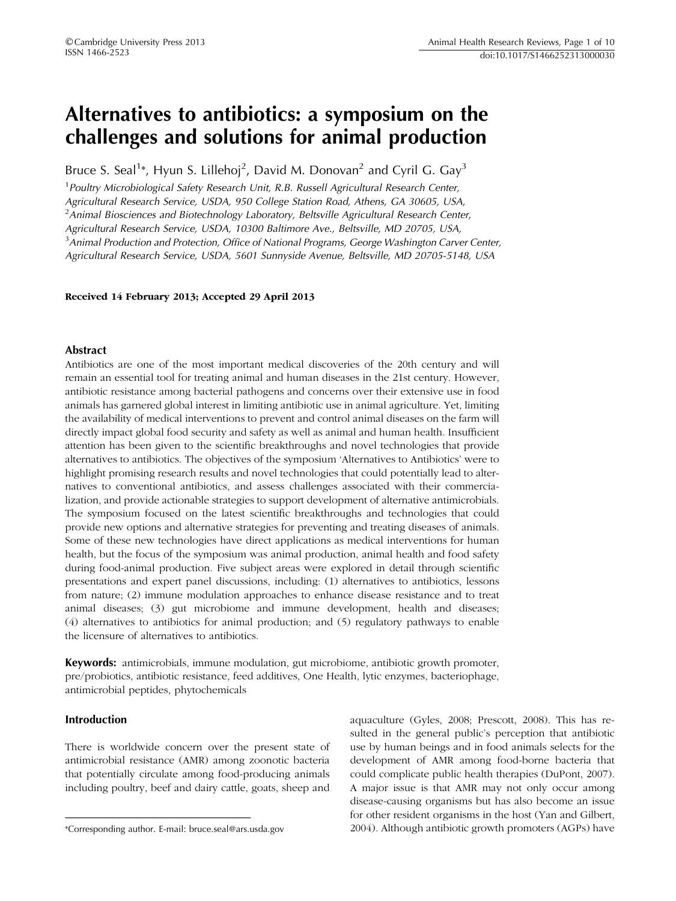# Alternatives to antibiotics: a symposium on the challenges and solutions for animal production

Bruce S. Seal[1]*, Hyun S. Lillehoj[2], David M. Donovan[2] and Cyril G. Gay[3]

[1]*Poultry Microbiological Safety Research Unit, R.B. Russell Agricultural Research Center, Agricultural Research Service, USDA, 950 College Station Road, Athens, GA 30605, USA,*
[2]*Animal Biosciences and Biotechnology Laboratory, Beltsville Agricultural Research Center, Agricultural Research Service, USDA, 10300 Baltimore Ave., Beltsville, MD 20705, USA,*
[3]*Animal Production and Protection, Office of National Programs, George Washington Carver Center, Agricultural Research Service, USDA, 5601 Sunnyside Avenue, Beltsville, MD 20705-5148, USA*

**Received 14 February 2013; Accepted 29 April 2013**

## Abstract

Antibiotics are one of the most important medical discoveries of the 20th century and will remain an essential tool for treating animal and human diseases in the 21st century. However, antibiotic resistance among bacterial pathogens and concerns over their extensive use in food animals has garnered global interest in limiting antibiotic use in animal agriculture. Yet, limiting the availability of medical interventions to prevent and control animal diseases on the farm will directly impact global food security and safety as well as animal and human health. Insufficient attention has been given to the scientific breakthroughs and novel technologies that provide alternatives to antibiotics. The objectives of the symposium 'Alternatives to Antibiotics' were to highlight promising research results and novel technologies that could potentially lead to alternatives to conventional antibiotics, and assess challenges associated with their commercialization, and provide actionable strategies to support development of alternative antimicrobials. The symposium focused on the latest scientific breakthroughs and technologies that could provide new options and alternative strategies for preventing and treating diseases of animals. Some of these new technologies have direct applications as medical interventions for human health, but the focus of the symposium was animal production, animal health and food safety during food-animal production. Five subject areas were explored in detail through scientific presentations and expert panel discussions, including: (1) alternatives to antibiotics, lessons from nature; (2) immune modulation approaches to enhance disease resistance and to treat animal diseases; (3) gut microbiome and immune development, health and diseases; (4) alternatives to antibiotics for animal production; and (5) regulatory pathways to enable the licensure of alternatives to antibiotics.

**Keywords:** antimicrobials, immune modulation, gut microbiome, antibiotic growth promoter, pre/probiotics, antibiotic resistance, feed additives, One Health, lytic enzymes, bacteriophage, antimicrobial peptides, phytochemicals

## Introduction

There is worldwide concern over the present state of antimicrobial resistance (AMR) among zoonotic bacteria that potentially circulate among food-producing animals including poultry, beef and dairy cattle, goats, sheep and aquaculture (Gyles, 2008; Prescott, 2008). This has resulted in the general public's perception that antibiotic use by human beings and in food animals selects for the development of AMR among food-borne bacteria that could complicate public health therapies (DuPont, 2007). A major issue is that AMR may not only occur among disease-causing organisms but has also become an issue for other resident organisms in the host (Yan and Gilbert, 2004). Although antibiotic growth promoters (AGPs) have

*Corresponding author. E-mail: bruce.seal@ars.usda.gov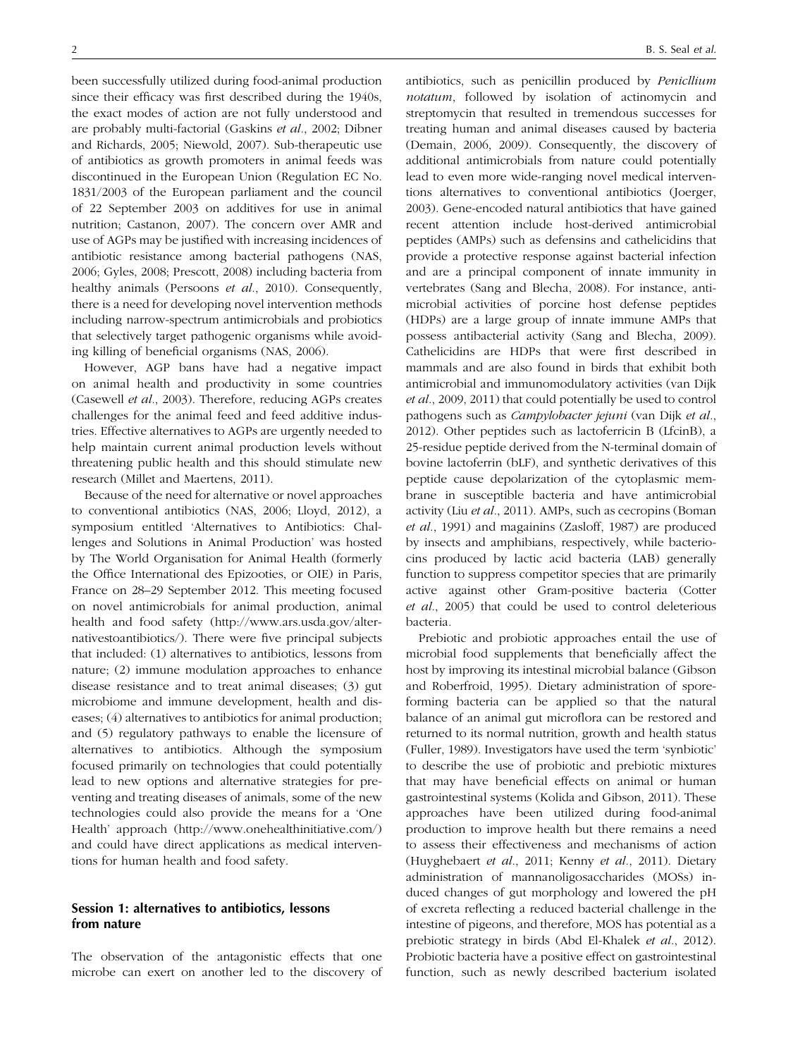been successfully utilized during food-animal production since their efficacy was first described during the 1940s, the exact modes of action are not fully understood and are probably multi-factorial (Gaskins *et al*., 2002; Dibner and Richards, 2005; Niewold, 2007). Sub-therapeutic use of antibiotics as growth promoters in animal feeds was discontinued in the European Union (Regulation EC No. 1831/2003 of the European parliament and the council of 22 September 2003 on additives for use in animal nutrition; Castanon, 2007). The concern over AMR and use of AGPs may be justified with increasing incidences of antibiotic resistance among bacterial pathogens (NAS, 2006; Gyles, 2008; Prescott, 2008) including bacteria from healthy animals (Persoons *et al*., 2010). Consequently, there is a need for developing novel intervention methods including narrow-spectrum antimicrobials and probiotics that selectively target pathogenic organisms while avoiding killing of beneficial organisms (NAS, 2006).

However, AGP bans have had a negative impact on animal health and productivity in some countries (Casewell *et al*., 2003). Therefore, reducing AGPs creates challenges for the animal feed and feed additive industries. Effective alternatives to AGPs are urgently needed to help maintain current animal production levels without threatening public health and this should stimulate new research (Millet and Maertens, 2011).

Because of the need for alternative or novel approaches to conventional antibiotics (NAS, 2006; Lloyd, 2012), a symposium entitled 'Alternatives to Antibiotics: Challenges and Solutions in Animal Production' was hosted by The World Organisation for Animal Health (formerly the Office International des Epizooties, or OIE) in Paris, France on 28–29 September 2012. This meeting focused on novel antimicrobials for animal production, animal health and food safety (http://www.ars.usda.gov/alternativestoantibiotics/). There were five principal subjects that included: (1) alternatives to antibiotics, lessons from nature; (2) immune modulation approaches to enhance disease resistance and to treat animal diseases; (3) gut microbiome and immune development, health and diseases; (4) alternatives to antibiotics for animal production; and (5) regulatory pathways to enable the licensure of alternatives to antibiotics. Although the symposium focused primarily on technologies that could potentially lead to new options and alternative strategies for preventing and treating diseases of animals, some of the new technologies could also provide the means for a 'One Health' approach (http://www.onehealthinitiative.com/) and could have direct applications as medical interventions for human health and food safety.

## Session 1: alternatives to antibiotics, lessons from nature

The observation of the antagonistic effects that one microbe can exert on another led to the discovery of antibiotics, such as penicillin produced by *Penicllium notatum*, followed by isolation of actinomycin and streptomycin that resulted in tremendous successes for treating human and animal diseases caused by bacteria (Demain, 2006, 2009). Consequently, the discovery of additional antimicrobials from nature could potentially lead to even more wide-ranging novel medical interventions alternatives to conventional antibiotics (Joerger, 2003). Gene-encoded natural antibiotics that have gained recent attention include host-derived antimicrobial peptides (AMPs) such as defensins and cathelicidins that provide a protective response against bacterial infection and are a principal component of innate immunity in vertebrates (Sang and Blecha, 2008). For instance, antimicrobial activities of porcine host defense peptides (HDPs) are a large group of innate immune AMPs that possess antibacterial activity (Sang and Blecha, 2009). Cathelicidins are HDPs that were first described in mammals and are also found in birds that exhibit both antimicrobial and immunomodulatory activities (van Dijk *et al*., 2009, 2011) that could potentially be used to control pathogens such as *Campylobacter jejuni* (van Dijk *et al*., 2012). Other peptides such as lactoferricin B (LfcinB), a 25-residue peptide derived from the N-terminal domain of bovine lactoferrin (bLF), and synthetic derivatives of this peptide cause depolarization of the cytoplasmic membrane in susceptible bacteria and have antimicrobial activity (Liu *et al*., 2011). AMPs, such as cecropins (Boman *et al*., 1991) and magainins (Zasloff, 1987) are produced by insects and amphibians, respectively, while bacteriocins produced by lactic acid bacteria (LAB) generally function to suppress competitor species that are primarily active against other Gram-positive bacteria (Cotter *et al*., 2005) that could be used to control deleterious bacteria.

Prebiotic and probiotic approaches entail the use of microbial food supplements that beneficially affect the host by improving its intestinal microbial balance (Gibson and Roberfroid, 1995). Dietary administration of spore-forming bacteria can be applied so that the natural balance of an animal gut microflora can be restored and returned to its normal nutrition, growth and health status (Fuller, 1989). Investigators have used the term 'synbiotic' to describe the use of probiotic and prebiotic mixtures that may have beneficial effects on animal or human gastrointestinal systems (Kolida and Gibson, 2011). These approaches have been utilized during food-animal production to improve health but there remains a need to assess their effectiveness and mechanisms of action (Huyghebaert *et al*., 2011; Kenny *et al*., 2011). Dietary administration of mannanoligosaccharides (MOSs) induced changes of gut morphology and lowered the pH of excreta reflecting a reduced bacterial challenge in the intestine of pigeons, and therefore, MOS has potential as a prebiotic strategy in birds (Abd El-Khalek *et al*., 2012). Probiotic bacteria have a positive effect on gastrointestinal function, such as newly described bacterium isolated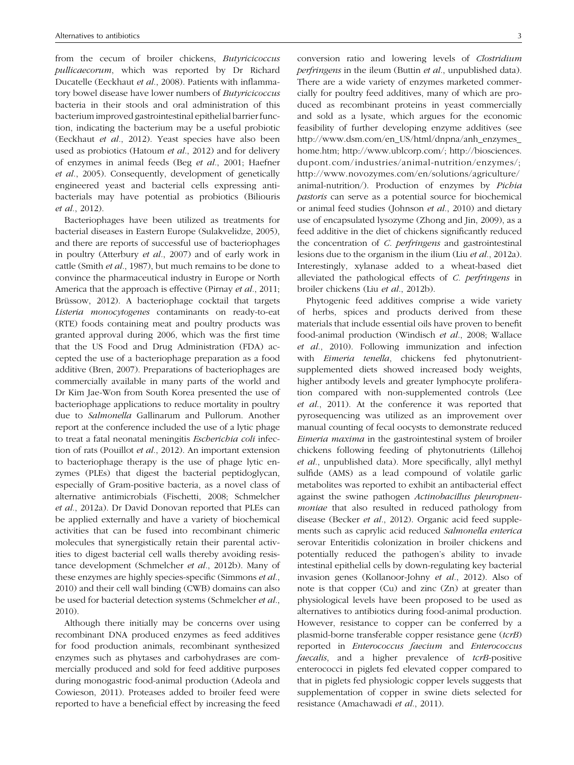from the cecum of broiler chickens, *Butyricicoccus pullicaecorum*, which was reported by Dr Richard Ducatelle (Eeckhaut *et al*., 2008). Patients with inflammatory bowel disease have lower numbers of *Butyricicoccus* bacteria in their stools and oral administration of this bacterium improved gastrointestinal epithelial barrier function, indicating the bacterium may be a useful probiotic (Eeckhaut *et al*., 2012). Yeast species have also been used as probiotics (Hatoum *et al*., 2012) and for delivery of enzymes in animal feeds (Beg *et al*., 2001; Haefner *et al*., 2005). Consequently, development of genetically engineered yeast and bacterial cells expressing antibacterials may have potential as probiotics (Biliouris *et al*., 2012).

Bacteriophages have been utilized as treatments for bacterial diseases in Eastern Europe (Sulakvelidze, 2005), and there are reports of successful use of bacteriophages in poultry (Atterbury *et al*., 2007) and of early work in cattle (Smith *et al*., 1987), but much remains to be done to convince the pharmaceutical industry in Europe or North America that the approach is effective (Pirnay *et al*., 2011; Brüssow, 2012). A bacteriophage cocktail that targets *Listeria monocytogenes* contaminants on ready-to-eat (RTE) foods containing meat and poultry products was granted approval during 2006, which was the first time that the US Food and Drug Administration (FDA) accepted the use of a bacteriophage preparation as a food additive (Bren, 2007). Preparations of bacteriophages are commercially available in many parts of the world and Dr Kim Jae-Won from South Korea presented the use of bacteriophage applications to reduce mortality in poultry due to *Salmonella* Gallinarum and Pullorum. Another report at the conference included the use of a lytic phage to treat a fatal neonatal meningitis *Escherichia coli* infection of rats (Pouillot *et al*., 2012). An important extension to bacteriophage therapy is the use of phage lytic enzymes (PLEs) that digest the bacterial peptidoglycan, especially of Gram-positive bacteria, as a novel class of alternative antimicrobials (Fischetti, 2008; Schmelcher *et al*., 2012a). Dr David Donovan reported that PLEs can be applied externally and have a variety of biochemical activities that can be fused into recombinant chimeric molecules that synergistically retain their parental activities to digest bacterial cell walls thereby avoiding resistance development (Schmelcher *et al*., 2012b). Many of these enzymes are highly species-specific (Simmons *et al*., 2010) and their cell wall binding (CWB) domains can also be used for bacterial detection systems (Schmelcher *et al*., 2010).

Although there initially may be concerns over using recombinant DNA produced enzymes as feed additives for food production animals, recombinant synthesized enzymes such as phytases and carbohydrases are commercially produced and sold for feed additive purposes during monogastric food-animal production (Adeola and Cowieson, 2011). Proteases added to broiler feed were reported to have a beneficial effect by increasing the feed conversion ratio and lowering levels of *Clostridium perfringens* in the ileum (Buttin *et al*., unpublished data). There are a wide variety of enzymes marketed commercially for poultry feed additives, many of which are produced as recombinant proteins in yeast commercially and sold as a lysate, which argues for the economic feasibility of further developing enzyme additives (see http://www.dsm.com/en_US/html/dnpna/anh_enzymes_home.htm; http://www.ublcorp.com/; http://biosciences.dupont.com/industries/animal-nutrition/enzymes/; http://www.novozymes.com/en/solutions/agriculture/animal-nutrition/). Production of enzymes by *Pichia pastoris* can serve as a potential source for biochemical or animal feed studies (Johnson *et al*., 2010) and dietary use of encapsulated lysozyme (Zhong and Jin, 2009), as a feed additive in the diet of chickens significantly reduced the concentration of *C. perfringens* and gastrointestinal lesions due to the organism in the ilium (Liu *et al*., 2012a). Interestingly, xylanase added to a wheat-based diet alleviated the pathological effects of *C. perfringens* in broiler chickens (Liu *et al*., 2012b).

Phytogenic feed additives comprise a wide variety of herbs, spices and products derived from these materials that include essential oils have proven to benefit food-animal production (Windisch *et al*., 2008; Wallace *et al*., 2010). Following immunization and infection with *Eimeria tenella*, chickens fed phytonutrient-supplemented diets showed increased body weights, higher antibody levels and greater lymphocyte proliferation compared with non-supplemented controls (Lee *et al*., 2011). At the conference it was reported that pyrosequencing was utilized as an improvement over manual counting of fecal oocysts to demonstrate reduced *Eimeria maxima* in the gastrointestinal system of broiler chickens following feeding of phytonutrients (Lillehoj *et al*., unpublished data). More specifically, allyl methyl sulfide (AMS) as a lead compound of volatile garlic metabolites was reported to exhibit an antibacterial effect against the swine pathogen *Actinobacillus pleuropneumoniae* that also resulted in reduced pathology from disease (Becker *et al*., 2012). Organic acid feed supplements such as caprylic acid reduced *Salmonella enterica* serovar Enteritidis colonization in broiler chickens and potentially reduced the pathogen's ability to invade intestinal epithelial cells by down-regulating key bacterial invasion genes (Kollanoor-Johny *et al*., 2012). Also of note is that copper (Cu) and zinc (Zn) at greater than physiological levels have been proposed to be used as alternatives to antibiotics during food-animal production. However, resistance to copper can be conferred by a plasmid-borne transferable copper resistance gene (*tcrB*) reported in *Enterococcus faecium* and *Enterococcus faecalis*, and a higher prevalence of *tcrB*-positive enterococci in piglets fed elevated copper compared to that in piglets fed physiologic copper levels suggests that supplementation of copper in swine diets selected for resistance (Amachawadi *et al*., 2011).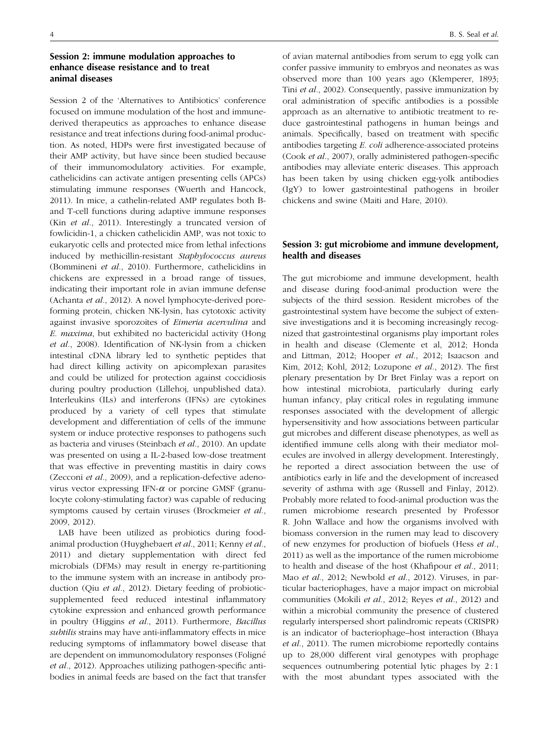## Session 2: immune modulation approaches to enhance disease resistance and to treat animal diseases

Session 2 of the 'Alternatives to Antibiotics' conference focused on immune modulation of the host and immune-derived therapeutics as approaches to enhance disease resistance and treat infections during food-animal production. As noted, HDPs were first investigated because of their AMP activity, but have since been studied because of their immunomodulatory activities. For example, cathelicidins can activate antigen presenting cells (APCs) stimulating immune responses (Wuerth and Hancock, 2011). In mice, a cathelin-related AMP regulates both B- and T-cell functions during adaptive immune responses (Kin *et al*., 2011). Interestingly a truncated version of fowlicidin-1, a chicken cathelicidin AMP, was not toxic to eukaryotic cells and protected mice from lethal infections induced by methicillin-resistant *Staphylococcus aureus* (Bommineni *et al*., 2010). Furthermore, cathelicidins in chickens are expressed in a broad range of tissues, indicating their important role in avian immune defense (Achanta *et al*., 2012). A novel lymphocyte-derived pore-forming protein, chicken NK-lysin, has cytotoxic activity against invasive sporozoites of *Eimeria acervulina* and *E. maxima*, but exhibited no bactericidal activity (Hong *et al*., 2008). Identification of NK-lysin from a chicken intestinal cDNA library led to synthetic peptides that had direct killing activity on apicomplexan parasites and could be utilized for protection against coccidiosis during poultry production (Lillehoj, unpublished data). Interleukins (ILs) and interferons (IFNs) are cytokines produced by a variety of cell types that stimulate development and differentiation of cells of the immune system or induce protective responses to pathogens such as bacteria and viruses (Steinbach *et al*., 2010). An update was presented on using a IL-2-based low-dose treatment that was effective in preventing mastitis in dairy cows (Zecconi *et al*., 2009), and a replication-defective adenovirus vector expressing IFN-$\alpha$ or porcine GMSF (granulocyte colony-stimulating factor) was capable of reducing symptoms caused by certain viruses (Brockmeier *et al*., 2009, 2012).

LAB have been utilized as probiotics during food-animal production (Huyghebaert *et al*., 2011; Kenny *et al*., 2011) and dietary supplementation with direct fed microbials (DFMs) may result in energy re-partitioning to the immune system with an increase in antibody production (Qiu *et al*., 2012). Dietary feeding of probiotic-supplemented feed reduced intestinal inflammatory cytokine expression and enhanced growth performance in poultry (Higgins *et al*., 2011). Furthermore, *Bacillus subtilis* strains may have anti-inflammatory effects in mice reducing symptoms of inflammatory bowel disease that are dependent on immunomodulatory responses (Foligné *et al*., 2012). Approaches utilizing pathogen-specific antibodies in animal feeds are based on the fact that transfer of avian maternal antibodies from serum to egg yolk can confer passive immunity to embryos and neonates as was observed more than 100 years ago (Klemperer, 1893; Tini *et al*., 2002). Consequently, passive immunization by oral administration of specific antibodies is a possible approach as an alternative to antibiotic treatment to reduce gastrointestinal pathogens in human beings and animals. Specifically, based on treatment with specific antibodies targeting *E. coli* adherence-associated proteins (Cook *et al*., 2007), orally administered pathogen-specific antibodies may alleviate enteric diseases. This approach has been taken by using chicken egg-yolk antibodies (IgY) to lower gastrointestinal pathogens in broiler chickens and swine (Maiti and Hare, 2010).

## Session 3: gut microbiome and immune development, health and diseases

The gut microbiome and immune development, health and disease during food-animal production were the subjects of the third session. Resident microbes of the gastrointestinal system have become the subject of extensive investigations and it is becoming increasingly recognized that gastrointestinal organisms play important roles in health and disease (Clemente et al, 2012; Honda and Littman, 2012; Hooper *et al*., 2012; Isaacson and Kim, 2012; Kohl, 2012; Lozupone *et al*., 2012). The first plenary presentation by Dr Bret Finlay was a report on how intestinal microbiota, particularly during early human infancy, play critical roles in regulating immune responses associated with the development of allergic hypersensitivity and how associations between particular gut microbes and different disease phenotypes, as well as identified immune cells along with their mediator molecules are involved in allergy development. Interestingly, he reported a direct association between the use of antibiotics early in life and the development of increased severity of asthma with age (Russell and Finlay, 2012). Probably more related to food-animal production was the rumen microbiome research presented by Professor R. John Wallace and how the organisms involved with biomass conversion in the rumen may lead to discovery of new enzymes for production of biofuels (Hess *et al*., 2011) as well as the importance of the rumen microbiome to health and disease of the host (Khafipour *et al*., 2011; Mao *et al*., 2012; Newbold *et al*., 2012). Viruses, in particular bacteriophages, have a major impact on microbial communities (Mokili *et al*., 2012; Reyes *et al*., 2012) and within a microbial community the presence of clustered regularly interspersed short palindromic repeats (CRISPR) is an indicator of bacteriophage–host interaction (Bhaya *et al*., 2011). The rumen microbiome reportedly contains up to 28,000 different viral genotypes with prophage sequences outnumbering potential lytic phages by 2 : 1 with the most abundant types associated with the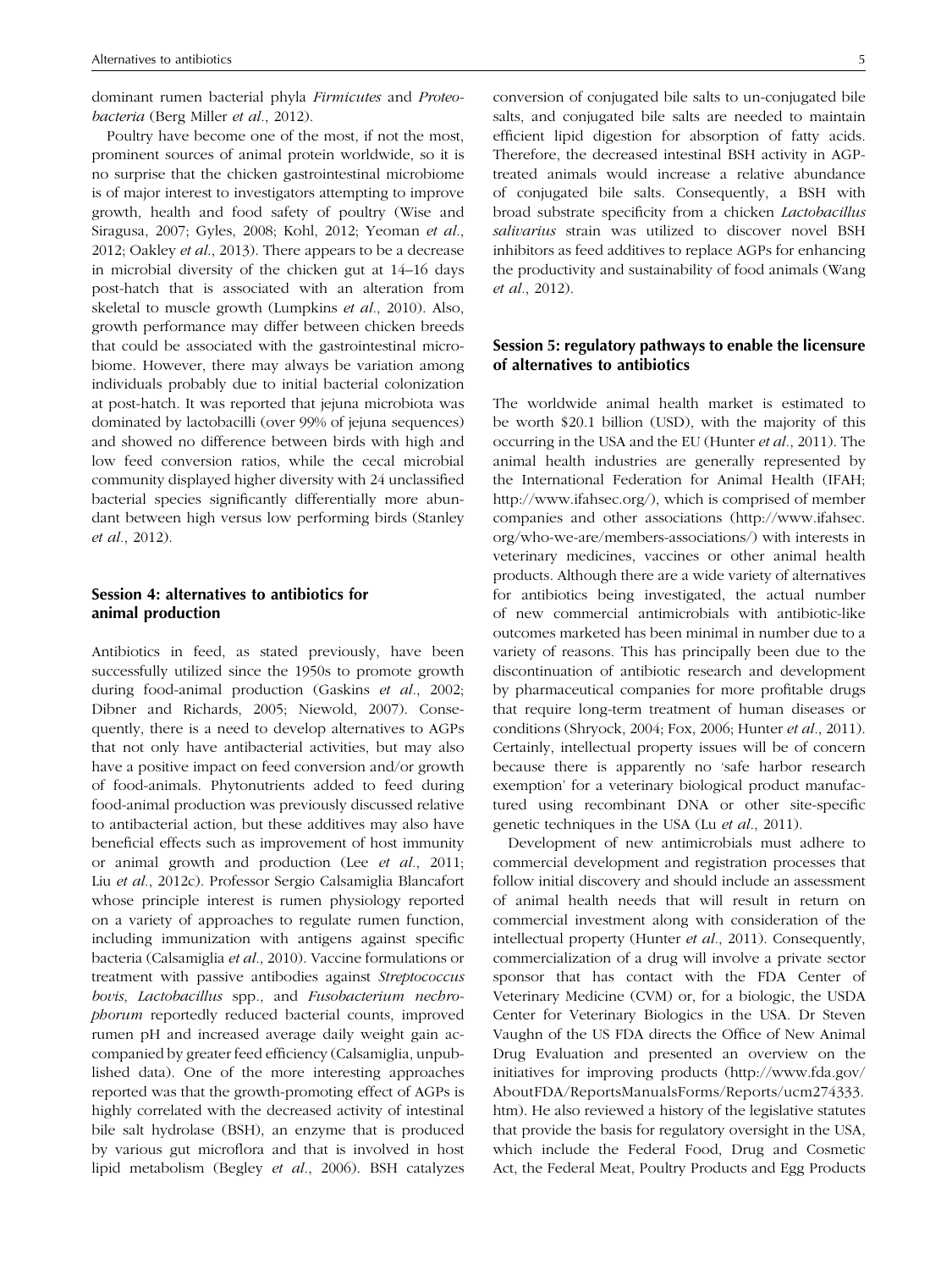dominant rumen bacterial phyla *Firmicutes* and *Proteobacteria* (Berg Miller *et al*., 2012).

Poultry have become one of the most, if not the most, prominent sources of animal protein worldwide, so it is no surprise that the chicken gastrointestinal microbiome is of major interest to investigators attempting to improve growth, health and food safety of poultry (Wise and Siragusa, 2007; Gyles, 2008; Kohl, 2012; Yeoman *et al*., 2012; Oakley *et al*., 2013). There appears to be a decrease in microbial diversity of the chicken gut at 14–16 days post-hatch that is associated with an alteration from skeletal to muscle growth (Lumpkins *et al*., 2010). Also, growth performance may differ between chicken breeds that could be associated with the gastrointestinal microbiome. However, there may always be variation among individuals probably due to initial bacterial colonization at post-hatch. It was reported that jejuna microbiota was dominated by lactobacilli (over 99% of jejuna sequences) and showed no difference between birds with high and low feed conversion ratios, while the cecal microbial community displayed higher diversity with 24 unclassified bacterial species significantly differentially more abundant between high versus low performing birds (Stanley *et al*., 2012).

## Session 4: alternatives to antibiotics for animal production

Antibiotics in feed, as stated previously, have been successfully utilized since the 1950s to promote growth during food-animal production (Gaskins *et al*., 2002; Dibner and Richards, 2005; Niewold, 2007). Consequently, there is a need to develop alternatives to AGPs that not only have antibacterial activities, but may also have a positive impact on feed conversion and/or growth of food-animals. Phytonutrients added to feed during food-animal production was previously discussed relative to antibacterial action, but these additives may also have beneficial effects such as improvement of host immunity or animal growth and production (Lee *et al*., 2011; Liu *et al*., 2012c). Professor Sergio Calsamiglia Blancafort whose principle interest is rumen physiology reported on a variety of approaches to regulate rumen function, including immunization with antigens against specific bacteria (Calsamiglia *et al*., 2010). Vaccine formulations or treatment with passive antibodies against *Streptococcus bovis*, *Lactobacillus* spp., and *Fusobacterium nechrophorum* reportedly reduced bacterial counts, improved rumen pH and increased average daily weight gain accompanied by greater feed efficiency (Calsamiglia, unpublished data). One of the more interesting approaches reported was that the growth-promoting effect of AGPs is highly correlated with the decreased activity of intestinal bile salt hydrolase (BSH), an enzyme that is produced by various gut microflora and that is involved in host lipid metabolism (Begley *et al*., 2006). BSH catalyzes conversion of conjugated bile salts to un-conjugated bile salts, and conjugated bile salts are needed to maintain efficient lipid digestion for absorption of fatty acids. Therefore, the decreased intestinal BSH activity in AGP-treated animals would increase a relative abundance of conjugated bile salts. Consequently, a BSH with broad substrate specificity from a chicken *Lactobacillus salivarius* strain was utilized to discover novel BSH inhibitors as feed additives to replace AGPs for enhancing the productivity and sustainability of food animals (Wang *et al*., 2012).

## Session 5: regulatory pathways to enable the licensure of alternatives to antibiotics

The worldwide animal health market is estimated to be worth $20.1 billion (USD), with the majority of this occurring in the USA and the EU (Hunter *et al*., 2011). The animal health industries are generally represented by the International Federation for Animal Health (IFAH; http://www.ifahsec.org/), which is comprised of member companies and other associations (http://www.ifahsec.org/who-we-are/members-associations/) with interests in veterinary medicines, vaccines or other animal health products. Although there are a wide variety of alternatives for antibiotics being investigated, the actual number of new commercial antimicrobials with antibiotic-like outcomes marketed has been minimal in number due to a variety of reasons. This has principally been due to the discontinuation of antibiotic research and development by pharmaceutical companies for more profitable drugs that require long-term treatment of human diseases or conditions (Shryock, 2004; Fox, 2006; Hunter *et al*., 2011). Certainly, intellectual property issues will be of concern because there is apparently no 'safe harbor research exemption' for a veterinary biological product manufactured using recombinant DNA or other site-specific genetic techniques in the USA (Lu *et al*., 2011).

Development of new antimicrobials must adhere to commercial development and registration processes that follow initial discovery and should include an assessment of animal health needs that will result in return on commercial investment along with consideration of the intellectual property (Hunter *et al*., 2011). Consequently, commercialization of a drug will involve a private sector sponsor that has contact with the FDA Center of Veterinary Medicine (CVM) or, for a biologic, the USDA Center for Veterinary Biologics in the USA. Dr Steven Vaughn of the US FDA directs the Office of New Animal Drug Evaluation and presented an overview on the initiatives for improving products (http://www.fda.gov/AboutFDA/ReportsManualsForms/Reports/ucm274333.htm). He also reviewed a history of the legislative statutes that provide the basis for regulatory oversight in the USA, which include the Federal Food, Drug and Cosmetic Act, the Federal Meat, Poultry Products and Egg Products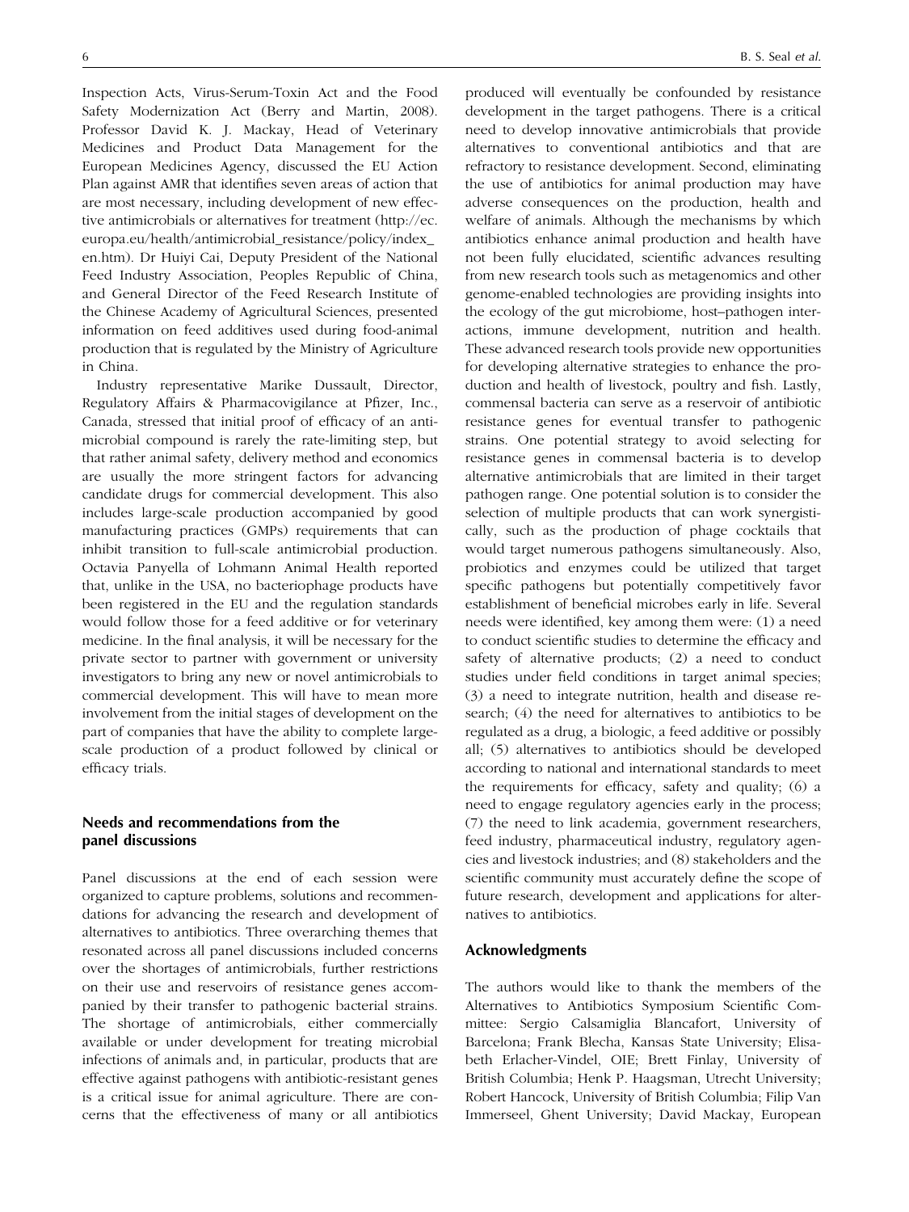Inspection Acts, Virus-Serum-Toxin Act and the Food Safety Modernization Act (Berry and Martin, 2008). Professor David K. J. Mackay, Head of Veterinary Medicines and Product Data Management for the European Medicines Agency, discussed the EU Action Plan against AMR that identifies seven areas of action that are most necessary, including development of new effective antimicrobials or alternatives for treatment (http://ec.europa.eu/health/antimicrobial_resistance/policy/index_en.htm). Dr Huiyi Cai, Deputy President of the National Feed Industry Association, Peoples Republic of China, and General Director of the Feed Research Institute of the Chinese Academy of Agricultural Sciences, presented information on feed additives used during food-animal production that is regulated by the Ministry of Agriculture in China.

Industry representative Marike Dussault, Director, Regulatory Affairs & Pharmacovigilance at Pfizer, Inc., Canada, stressed that initial proof of efficacy of an antimicrobial compound is rarely the rate-limiting step, but that rather animal safety, delivery method and economics are usually the more stringent factors for advancing candidate drugs for commercial development. This also includes large-scale production accompanied by good manufacturing practices (GMPs) requirements that can inhibit transition to full-scale antimicrobial production. Octavia Panyella of Lohmann Animal Health reported that, unlike in the USA, no bacteriophage products have been registered in the EU and the regulation standards would follow those for a feed additive or for veterinary medicine. In the final analysis, it will be necessary for the private sector to partner with government or university investigators to bring any new or novel antimicrobials to commercial development. This will have to mean more involvement from the initial stages of development on the part of companies that have the ability to complete large-scale production of a product followed by clinical or efficacy trials.

## Needs and recommendations from the panel discussions

Panel discussions at the end of each session were organized to capture problems, solutions and recommendations for advancing the research and development of alternatives to antibiotics. Three overarching themes that resonated across all panel discussions included concerns over the shortages of antimicrobials, further restrictions on their use and reservoirs of resistance genes accompanied by their transfer to pathogenic bacterial strains. The shortage of antimicrobials, either commercially available or under development for treating microbial infections of animals and, in particular, products that are effective against pathogens with antibiotic-resistant genes is a critical issue for animal agriculture. There are concerns that the effectiveness of many or all antibiotics produced will eventually be confounded by resistance development in the target pathogens. There is a critical need to develop innovative antimicrobials that provide alternatives to conventional antibiotics and that are refractory to resistance development. Second, eliminating the use of antibiotics for animal production may have adverse consequences on the production, health and welfare of animals. Although the mechanisms by which antibiotics enhance animal production and health have not been fully elucidated, scientific advances resulting from new research tools such as metagenomics and other genome-enabled technologies are providing insights into the ecology of the gut microbiome, host–pathogen interactions, immune development, nutrition and health. These advanced research tools provide new opportunities for developing alternative strategies to enhance the production and health of livestock, poultry and fish. Lastly, commensal bacteria can serve as a reservoir of antibiotic resistance genes for eventual transfer to pathogenic strains. One potential strategy to avoid selecting for resistance genes in commensal bacteria is to develop alternative antimicrobials that are limited in their target pathogen range. One potential solution is to consider the selection of multiple products that can work synergistically, such as the production of phage cocktails that would target numerous pathogens simultaneously. Also, probiotics and enzymes could be utilized that target specific pathogens but potentially competitively favor establishment of beneficial microbes early in life. Several needs were identified, key among them were: (1) a need to conduct scientific studies to determine the efficacy and safety of alternative products; (2) a need to conduct studies under field conditions in target animal species; (3) a need to integrate nutrition, health and disease research; (4) the need for alternatives to antibiotics to be regulated as a drug, a biologic, a feed additive or possibly all; (5) alternatives to antibiotics should be developed according to national and international standards to meet the requirements for efficacy, safety and quality; (6) a need to engage regulatory agencies early in the process; (7) the need to link academia, government researchers, feed industry, pharmaceutical industry, regulatory agencies and livestock industries; and (8) stakeholders and the scientific community must accurately define the scope of future research, development and applications for alternatives to antibiotics.

## Acknowledgments

The authors would like to thank the members of the Alternatives to Antibiotics Symposium Scientific Committee: Sergio Calsamiglia Blancafort, University of Barcelona; Frank Blecha, Kansas State University; Elisabeth Erlacher-Vindel, OIE; Brett Finlay, University of British Columbia; Henk P. Haagsman, Utrecht University; Robert Hancock, University of British Columbia; Filip Van Immerseel, Ghent University; David Mackay, European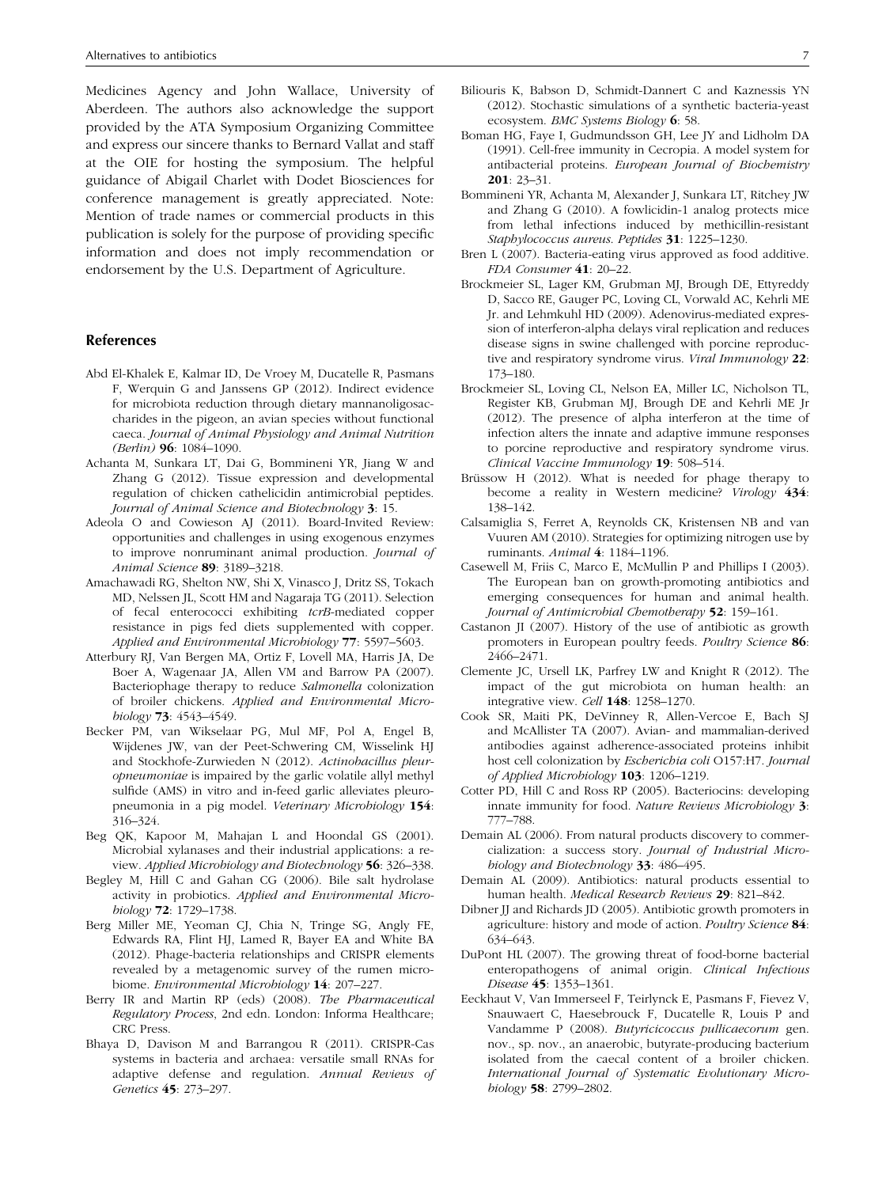Medicines Agency and John Wallace, University of Aberdeen. The authors also acknowledge the support provided by the ATA Symposium Organizing Committee and express our sincere thanks to Bernard Vallat and staff at the OIE for hosting the symposium. The helpful guidance of Abigail Charlet with Dodet Biosciences for conference management is greatly appreciated. Note: Mention of trade names or commercial products in this publication is solely for the purpose of providing specific information and does not imply recommendation or endorsement by the U.S. Department of Agriculture.

## References

Abd El-Khalek E, Kalmar ID, De Vroey M, Ducatelle R, Pasmans F, Werquin G and Janssens GP (2012). Indirect evidence for microbiota reduction through dietary mannanoligosaccharides in the pigeon, an avian species without functional caeca. *Journal of Animal Physiology and Animal Nutrition (Berlin)* **96**: 1084–1090.

Achanta M, Sunkara LT, Dai G, Bommineni YR, Jiang W and Zhang G (2012). Tissue expression and developmental regulation of chicken cathelicidin antimicrobial peptides. *Journal of Animal Science and Biotechnology* **3**: 15.

Adeola O and Cowieson AJ (2011). Board-Invited Review: opportunities and challenges in using exogenous enzymes to improve nonruminant animal production. *Journal of Animal Science* **89**: 3189–3218.

Amachawadi RG, Shelton NW, Shi X, Vinasco J, Dritz SS, Tokach MD, Nelssen JL, Scott HM and Nagaraja TG (2011). Selection of fecal enterococci exhibiting *tcrB*-mediated copper resistance in pigs fed diets supplemented with copper. *Applied and Environmental Microbiology* **77**: 5597–5603.

Atterbury RJ, Van Bergen MA, Ortiz F, Lovell MA, Harris JA, De Boer A, Wagenaar JA, Allen VM and Barrow PA (2007). Bacteriophage therapy to reduce *Salmonella* colonization of broiler chickens. *Applied and Environmental Microbiology* **73**: 4543–4549.

Becker PM, van Wikselaar PG, Mul MF, Pol A, Engel B, Wijdenes JW, van der Peet-Schwering CM, Wisselink HJ and Stockhofe-Zurwieden N (2012). *Actinobacillus pleuropneumoniae* is impaired by the garlic volatile allyl methyl sulfide (AMS) in vitro and in-feed garlic alleviates pleuropneumonia in a pig model. *Veterinary Microbiology* **154**: 316–324.

Beg QK, Kapoor M, Mahajan L and Hoondal GS (2001). Microbial xylanases and their industrial applications: a review. *Applied Microbiology and Biotechnology* **56**: 326–338.

Begley M, Hill C and Gahan CG (2006). Bile salt hydrolase activity in probiotics. *Applied and Environmental Microbiology* **72**: 1729–1738.

Berg Miller ME, Yeoman CJ, Chia N, Tringe SG, Angly FE, Edwards RA, Flint HJ, Lamed R, Bayer EA and White BA (2012). Phage-bacteria relationships and CRISPR elements revealed by a metagenomic survey of the rumen microbiome. *Environmental Microbiology* **14**: 207–227.

Berry IR and Martin RP (eds) (2008). *The Pharmaceutical Regulatory Process*, 2nd edn. London: Informa Healthcare; CRC Press.

Bhaya D, Davison M and Barrangou R (2011). CRISPR-Cas systems in bacteria and archaea: versatile small RNAs for adaptive defense and regulation. *Annual Reviews of Genetics* **45**: 273–297.

Biliouris K, Babson D, Schmidt-Dannert C and Kaznessis YN (2012). Stochastic simulations of a synthetic bacteria-yeast ecosystem. *BMC Systems Biology* **6**: 58.

Boman HG, Faye I, Gudmundsson GH, Lee JY and Lidholm DA (1991). Cell-free immunity in Cecropia. A model system for antibacterial proteins. *European Journal of Biochemistry* **201**: 23–31.

Bommineni YR, Achanta M, Alexander J, Sunkara LT, Ritchey JW and Zhang G (2010). A fowlicidin-1 analog protects mice from lethal infections induced by methicillin-resistant *Staphylococcus aureus*. *Peptides* **31**: 1225–1230.

Bren L (2007). Bacteria-eating virus approved as food additive. *FDA Consumer* **41**: 20–22.

Brockmeier SL, Lager KM, Grubman MJ, Brough DE, Ettyreddy D, Sacco RE, Gauger PC, Loving CL, Vorwald AC, Kehrli ME Jr. and Lehmkuhl HD (2009). Adenovirus-mediated expression of interferon-alpha delays viral replication and reduces disease signs in swine challenged with porcine reproductive and respiratory syndrome virus. *Viral Immunology* **22**: 173–180.

Brockmeier SL, Loving CL, Nelson EA, Miller LC, Nicholson TL, Register KB, Grubman MJ, Brough DE and Kehrli ME Jr (2012). The presence of alpha interferon at the time of infection alters the innate and adaptive immune responses to porcine reproductive and respiratory syndrome virus. *Clinical Vaccine Immunology* **19**: 508–514.

Brüssow H (2012). What is needed for phage therapy to become a reality in Western medicine? *Virology* **434**: 138–142.

Calsamiglia S, Ferret A, Reynolds CK, Kristensen NB and van Vuuren AM (2010). Strategies for optimizing nitrogen use by ruminants. *Animal* **4**: 1184–1196.

Casewell M, Friis C, Marco E, McMullin P and Phillips I (2003). The European ban on growth-promoting antibiotics and emerging consequences for human and animal health. *Journal of Antimicrobial Chemotherapy* **52**: 159–161.

Castanon JI (2007). History of the use of antibiotic as growth promoters in European poultry feeds. *Poultry Science* **86**: 2466–2471.

Clemente JC, Ursell LK, Parfrey LW and Knight R (2012). The impact of the gut microbiota on human health: an integrative view. *Cell* **148**: 1258–1270.

Cook SR, Maiti PK, DeVinney R, Allen-Vercoe E, Bach SJ and McAllister TA (2007). Avian- and mammalian-derived antibodies against adherence-associated proteins inhibit host cell colonization by *Escherichia coli* O157:H7. *Journal of Applied Microbiology* **103**: 1206–1219.

Cotter PD, Hill C and Ross RP (2005). Bacteriocins: developing innate immunity for food. *Nature Reviews Microbiology* **3**: 777–788.

Demain AL (2006). From natural products discovery to commercialization: a success story. *Journal of Industrial Microbiology and Biotechnology* **33**: 486–495.

Demain AL (2009). Antibiotics: natural products essential to human health. *Medical Research Reviews* **29**: 821–842.

Dibner JJ and Richards JD (2005). Antibiotic growth promoters in agriculture: history and mode of action. *Poultry Science* **84**: 634–643.

DuPont HL (2007). The growing threat of food-borne bacterial enteropathogens of animal origin. *Clinical Infectious Disease* **45**: 1353–1361.

Eeckhaut V, Van Immerseel F, Teirlynck E, Pasmans F, Fievez V, Snauwaert C, Haesebrouck F, Ducatelle R, Louis P and Vandamme P (2008). *Butyricicoccus pullicaecorum* gen. nov., sp. nov., an anaerobic, butyrate-producing bacterium isolated from the caecal content of a broiler chicken. *International Journal of Systematic Evolutionary Microbiology* **58**: 2799–2802.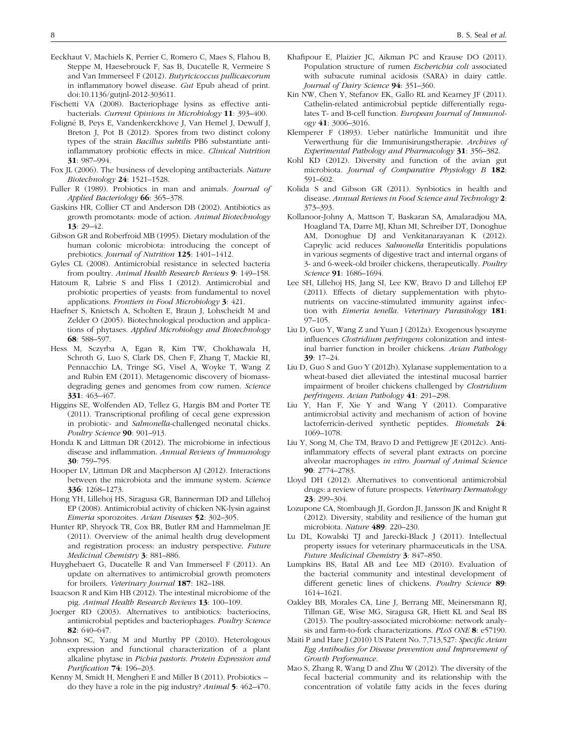Eeckhaut V, Machiels K, Perrier C, Romero C, Maes S, Flahou B, Steppe M, Haesebrouck F, Sas B, Ducatelle R, Vermeire S and Van Immerseel F (2012). *Butyricicoccus pullicaecorum* in inflammatory bowel disease. *Gut* Epub ahead of print. doi:10.1136/gutjnl-2012-303611.

Fischetti VA (2008). Bacteriophage lysins as effective antibacterials. *Current Opinions in Microbiology* **11**: 393–400.

Foligné B, Peys E, Vandenkerckhove J, Van Hemel J, Dewulf J, Breton J, Pot B (2012). Spores from two distinct colony types of the strain *Bacillus subtilis* PB6 substantiate anti-inflammatory probiotic effects in mice. *Clinical Nutrition* **31**: 987–994.

Fox JL (2006). The business of developing antibacterials. *Nature Biotechnology* **24**: 1521–1528.

Fuller R (1989). Probiotics in man and animals. *Journal of Applied Bacteriology* **66**: 365–378.

Gaskins HR, Collier CT and Anderson DB (2002). Antibiotics as growth promotants: mode of action. *Animal Biotechnology* **13**: 29–42.

Gibson GR and Roberfroid MB (1995). Dietary modulation of the human colonic microbiota: introducing the concept of prebiotics. *Journal of Nutrition* **125**: 1401–1412.

Gyles CL (2008). Antimicrobial resistance in selected bacteria from poultry. *Animal Health Research Reviews* **9**: 149–158.

Hatoum R, Labrie S and Fliss I (2012). Antimicrobial and probiotic properties of yeasts: from fundamental to novel applications. *Frontiers in Food Microbiology* **3**: 421.

Haefner S, Knietsch A, Scholten E, Braun J, Lohscheidt M and Zelder O (2005). Biotechnological production and applications of phytases. *Applied Microbiology and Biotechnology* **68**: 588–597.

Hess M, Sczyrba A, Egan R, Kim TW, Chokhawala H, Schroth G, Luo S, Clark DS, Chen F, Zhang T, Mackie RI, Pennacchio LA, Tringe SG, Visel A, Woyke T, Wang Z and Rubin EM (2011). Metagenomic discovery of biomass-degrading genes and genomes from cow rumen. *Science* **331**: 463–467.

Higgins SE, Wolfenden AD, Tellez G, Hargis BM and Porter TE (2011). Transcriptional profiling of cecal gene expression in probiotic- and *Salmonella*-challenged neonatal chicks. *Poultry Science* **90**: 901–913.

Honda K and Littman DR (2012). The microbiome in infectious disease and inflammation. *Annual Reviews of Immunology* **30**: 759–795.

Hooper LV, Littman DR and Macpherson AJ (2012). Interactions between the microbiota and the immune system. *Science* **336**: 1268–1273.

Hong YH, Lillehoj HS, Siragusa GR, Bannerman DD and Lillehoj EP (2008). Antimicrobial activity of chicken NK-lysin against *Eimeria* sporozoites. *Avian Diseases* **52**: 302–305.

Hunter RP, Shryock TR, Cox BR, Butler RM and Hammelman JE (2011). Overview of the animal health drug development and registration process: an industry perspective. *Future Medicinal Chemistry* **3**: 881–886.

Huyghebaert G, Ducatelle R and Van Immerseel F (2011). An update on alternatives to antimicrobial growth promoters for broilers. *Veterinary Journal* **187**: 182–188.

Isaacson R and Kim HB (2012). The intestinal microbiome of the pig. *Animal Health Research Reviews* **13**: 100–109.

Joerger RD (2003). Alternatives to antibiotics: bacteriocins, antimicrobial peptides and bacteriophages. *Poultry Science* **82**: 640–647.

Johnson SC, Yang M and Murthy PP (2010). Heterologous expression and functional characterization of a plant alkaline phytase in *Pichia pastoris*. *Protein Expression and Purification* **74**: 196–203.

Kenny M, Smidt H, Mengheri E and Miller B (2011). Probiotics – do they have a role in the pig industry? *Animal* **5**: 462–470.

Khafipour E, Plaizier JC, Aikman PC and Krause DO (2011). Population structure of rumen *Escherichia coli* associated with subacute ruminal acidosis (SARA) in dairy cattle. *Journal of Dairy Science* **94**: 351–360.

Kin NW, Chen Y, Stefanov EK, Gallo RL and Kearney JF (2011). Cathelin-related antimicrobial peptide differentially regulates T- and B-cell function. *European Journal of Immunology* **41**: 3006–3016.

Klemperer F (1893). Ueber natürliche Immunität und ihre Verwerthung für die Immunisirungstherapie. *Archives of Experimental Pathology and Pharmacology* **31**: 356–382.

Kohl KD (2012). Diversity and function of the avian gut microbiota. *Journal of Comparative Physiology B* **182**: 591–602.

Kolida S and Gibson GR (2011). Synbiotics in health and disease. *Annual Reviews in Food Science and Technology* **2**: 373–393.

Kollanoor-Johny A, Mattson T, Baskaran SA, Amalaradjou MA, Hoagland TA, Darre MJ, Khan MI, Schreiber DT, Donoghue AM, Donoghue DJ and Venkitanarayanan K (2012). Caprylic acid reduces *Salmonella* Enteritidis populations in various segments of digestive tract and internal organs of 3- and 6-week-old broiler chickens, therapeutically. *Poultry Science* **91**: 1686–1694.

Lee SH, Lillehoj HS, Jang SI, Lee KW, Bravo D and Lillehoj EP (2011). Effects of dietary supplementation with phytonutrients on vaccine-stimulated immunity against infection with *Eimeria tenella*. *Veterinary Parasitology* **181**: 97–105.

Liu D, Guo Y, Wang Z and Yuan J (2012a). Exogenous lysozyme influences *Clostridium perfringens* colonization and intestinal barrier function in broiler chickens. *Avian Pathology* **39**: 17–24.

Liu D, Guo S and Guo Y (2012b). Xylanase supplementation to a wheat-based diet alleviated the intestinal mucosal barrier impairment of broiler chickens challenged by *Clostridium perfringens*. *Avian Pathology* **41**: 291–298.

Liu Y, Han F, Xie Y and Wang Y (2011). Comparative antimicrobial activity and mechanism of action of bovine lactoferricin-derived synthetic peptides. *Biometals* **24**: 1069–1078.

Liu Y, Song M, Che TM, Bravo D and Pettigrew JE (2012c). Anti-inflammatory effects of several plant extracts on porcine alveolar macrophages *in vitro*. *Journal of Animal Science* **90**: 2774–2783.

Lloyd DH (2012). Alternatives to conventional antimicrobial drugs: a review of future prospects. *Veterinary Dermatology* **23**: 299–304.

Lozupone CA, Stombaugh JI, Gordon JI, Jansson JK and Knight R (2012). Diversity, stability and resilience of the human gut microbiota. *Nature* **489**: 220–230.

Lu DL, Kowalski TJ and Jarecki-Black J (2011). Intellectual property issues for veterinary pharmaceuticals in the USA. *Future Medicinal Chemistry* **3**: 847–850.

Lumpkins BS, Batal AB and Lee MD (2010). Evaluation of the bacterial community and intestinal development of different genetic lines of chickens. *Poultry Science* **89**: 1614–1621.

Oakley BB, Morales CA, Line J, Berrang ME, Meinersmann RJ, Tillman GE, Wise MG, Siragusa GR, Hiett KL and Seal BS (2013). The poultry-associated microbiome: network analysis and farm-to-fork characterizations. *PLoS ONE* **8**: e57190.

Maiti P and Hare J (2010) US Patent No. 7,713,527: *Specific Avian Egg Antibodies for Disease prevention and Improvement of Growth Performance*.

Mao S, Zhang R, Wang D and Zhu W (2012). The diversity of the fecal bacterial community and its relationship with the concentration of volatile fatty acids in the feces during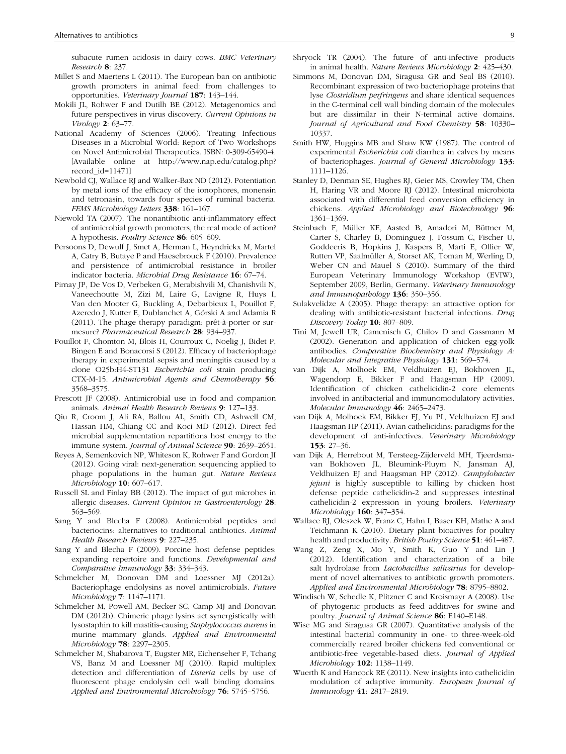subacute rumen acidosis in dairy cows. *BMC Veterinary Research* **8**: 237.

Millet S and Maertens L (2011). The European ban on antibiotic growth promoters in animal feed: from challenges to opportunities. *Veterinary Journal* **187**: 143–144.

Mokili JL, Rohwer F and Dutilh BE (2012). Metagenomics and future perspectives in virus discovery. *Current Opinions in Virology* **2**: 63–77.

National Academy of Sciences (2006). Treating Infectious Diseases in a Microbial World: Report of Two Workshops on Novel Antimicrobial Therapeutics. ISBN: 0-309-65490-4. [Available online at http://www.nap.edu/catalog.php?record_id=11471]

Newbold CJ, Wallace RJ and Walker-Bax ND (2012). Potentiation by metal ions of the efficacy of the ionophores, monensin and tetronasin, towards four species of ruminal bacteria. *FEMS Microbiology Letters* **338**: 161–167.

Niewold TA (2007). The nonantibiotic anti-inflammatory effect of antimicrobial growth promoters, the real mode of action? A hypothesis. *Poultry Science* **86**: 605–609.

Persoons D, Dewulf J, Smet A, Herman L, Heyndrickx M, Martel A, Catry B, Butaye P and Haesebrouck F (2010). Prevalence and persistence of antimicrobial resistance in broiler indicator bacteria. *Microbial Drug Resistance* **16**: 67–74.

Pirnay JP, De Vos D, Verbeken G, Merabishvili M, Chanishvili N, Vaneechoutte M, Zizi M, Laire G, Lavigne R, Huys I, Van den Mooter G, Buckling A, Debarbieux L, Pouillot F, Azeredo J, Kutter E, Dublanchet A, Górski A and Adamia R (2011). The phage therapy paradigm: prêt-à-porter or sur-mesure? *Pharmaceutical Research* **28**: 934–937.

Pouillot F, Chomton M, Blois H, Courroux C, Noelig J, Bidet P, Bingen E and Bonacorsi S (2012). Efficacy of bacteriophage therapy in experimental sepsis and meningitis caused by a clone O25b:H4-ST131 *Escherichia coli* strain producing CTX-M-15. *Antimicrobial Agents and Chemotherapy* **56**: 3568–3575.

Prescott JF (2008). Antimicrobial use in food and companion animals. *Animal Health Research Reviews* **9**: 127–133.

Qiu R, Croom J, Ali RA, Ballou AL, Smith CD, Ashwell CM, Hassan HM, Chiang CC and Koci MD (2012). Direct fed microbial supplementation repartitions host energy to the immune system. *Journal of Animal Science* **90**: 2639–2651.

Reyes A, Semenkovich NP, Whiteson K, Rohwer F and Gordon JI (2012). Going viral: next-generation sequencing applied to phage populations in the human gut. *Nature Reviews Microbiology* **10**: 607–617.

Russell SL and Finlay BB (2012). The impact of gut microbes in allergic diseases. *Current Opinion in Gastroenterology* **28**: 563–569.

Sang Y and Blecha F (2008). Antimicrobial peptides and bacteriocins: alternatives to traditional antibiotics. *Animal Health Research Reviews* **9**: 227–235.

Sang Y and Blecha F (2009). Porcine host defense peptides: expanding repertoire and functions. *Developmental and Comparative Immunology* **33**: 334–343.

Schmelcher M, Donovan DM and Loessner MJ (2012a). Bacteriophage endolysins as novel antimicrobials. *Future Microbiology* **7**: 1147–1171.

Schmelcher M, Powell AM, Becker SC, Camp MJ and Donovan DM (2012b). Chimeric phage lysins act synergistically with lysostaphin to kill mastitis-causing *Staphylococcus aureus* in murine mammary glands. *Applied and Environmental Microbiology* **78**: 2297–2305.

Schmelcher M, Shabarova T, Eugster MR, Eichenseher F, Tchang VS, Banz M and Loessner MJ (2010). Rapid multiplex detection and differentiation of *Listeria* cells by use of fluorescent phage endolysin cell wall binding domains. *Applied and Environmental Microbiology* **76**: 5745–5756.

Shryock TR (2004). The future of anti-infective products in animal health. *Nature Reviews Microbiology* **2**: 425–430.

Simmons M, Donovan DM, Siragusa GR and Seal BS (2010). Recombinant expression of two bacteriophage proteins that lyse *Clostridium perfringens* and share identical sequences in the C-terminal cell wall binding domain of the molecules but are dissimilar in their N-terminal active domains. *Journal of Agricultural and Food Chemistry* **58**: 10330–10337.

Smith HW, Huggins MB and Shaw KW (1987). The control of experimental *Escherichia coli* diarrhea in calves by means of bacteriophages. *Journal of General Microbiology* **133**: 1111–1126.

Stanley D, Denman SE, Hughes RJ, Geier MS, Crowley TM, Chen H, Haring VR and Moore RJ (2012). Intestinal microbiota associated with differential feed conversion efficiency in chickens. *Applied Microbiology and Biotechnology* **96**: 1361–1369.

Steinbach F, Müller KE, Aasted B, Amadori M, Büttner M, Carter S, Charley B, Dominguez J, Fossum C, Fischer U, Goddeeris B, Hopkins J, Kaspers B, Marti E, Ollier W, Rutten VP, Saalmüller A, Storset AK, Toman M, Werling D, Weber CN and Mauel S (2010). Summary of the third European Veterinary Immunology Workshop (EVIW), September 2009, Berlin, Germany. *Veterinary Immunology and Immunopathology* **136**: 350–356.

Sulakvelidze A (2005). Phage therapy: an attractive option for dealing with antibiotic-resistant bacterial infections. *Drug Discovery Today* **10**: 807–809.

Tini M, Jewell UR, Camenisch G, Chilov D and Gassmann M (2002). Generation and application of chicken egg-yolk antibodies. *Comparative Biochemistry and Physiology A: Molecular and Integrative Physiology* **131**: 569–574.

van Dijk A, Molhoek EM, Veldhuizen EJ, Bokhoven JL, Wagendorp E, Bikker F and Haagsman HP (2009). Identification of chicken cathelicidin-2 core elements involved in antibacterial and immunomodulatory activities. *Molecular Immunology* **46**: 2465–2473.

van Dijk A, Molhoek EM, Bikker FJ, Yu PL, Veldhuizen EJ and Haagsman HP (2011). Avian cathelicidins: paradigms for the development of anti-infectives. *Veterinary Microbiology* **153**: 27–36.

van Dijk A, Herrebout M, Tersteeg-Zijderveld MH, Tjeerdsma-van Bokhoven JL, Bleumink-Pluym N, Jansman AJ, Veldhuizen EJ and Haagsman HP (2012). *Campylobacter jejuni* is highly susceptible to killing by chicken host defense peptide cathelicidin-2 and suppresses intestinal cathelicidin-2 expression in young broilers. *Veterinary Microbiology* **160**: 347–354.

Wallace RJ, Oleszek W, Franz C, Hahn I, Baser KH, Mathe A and Teichmann K (2010). Dietary plant bioactives for poultry health and productivity. *British Poultry Science* **51**: 461–487.

Wang Z, Zeng X, Mo Y, Smith K, Guo Y and Lin J (2012). Identification and characterization of a bile salt hydrolase from *Lactobacillus salivarius* for development of novel alternatives to antibiotic growth promoters. *Applied and Environmental Microbiology* **78**: 8795–8802.

Windisch W, Schedle K, Plitzner C and Kroismayr A (2008). Use of phytogenic products as feed additives for swine and poultry. *Journal of Animal Science* **86**: E140–E148.

Wise MG and Siragusa GR (2007). Quantitative analysis of the intestinal bacterial community in one- to three-week-old commercially reared broiler chickens fed conventional or antibiotic-free vegetable-based diets. *Journal of Applied Microbiology* **102**: 1138–1149.

Wuerth K and Hancock RE (2011). New insights into cathelicidin modulation of adaptive immunity. *European Journal of Immunology* **41**: 2817–2819.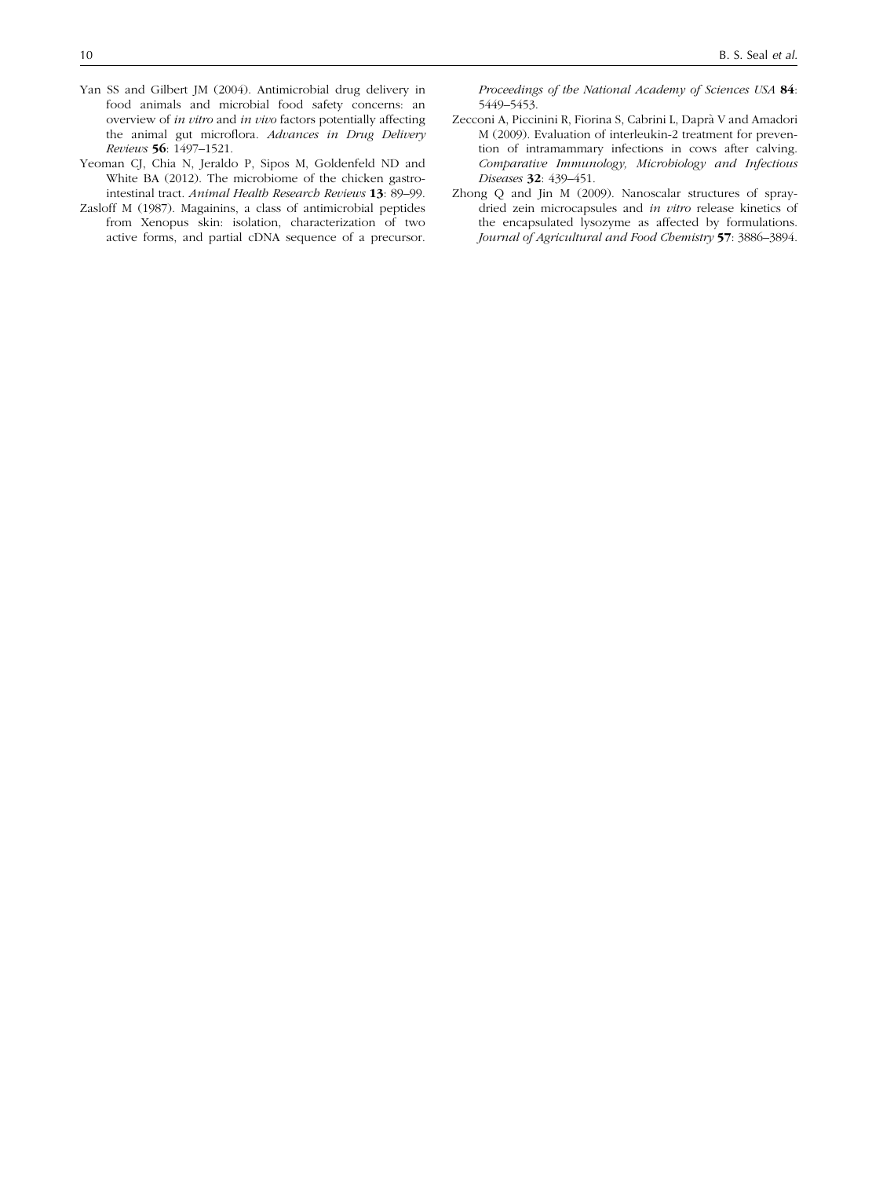Yan SS and Gilbert JM (2004). Antimicrobial drug delivery in food animals and microbial food safety concerns: an overview of *in vitro* and *in vivo* factors potentially affecting the animal gut microflora. *Advances in Drug Delivery Reviews* **56**: 1497–1521.

Yeoman CJ, Chia N, Jeraldo P, Sipos M, Goldenfeld ND and White BA (2012). The microbiome of the chicken gastrointestinal tract. *Animal Health Research Reviews* **13**: 89–99.

Zasloff M (1987). Magainins, a class of antimicrobial peptides from Xenopus skin: isolation, characterization of two active forms, and partial cDNA sequence of a precursor. *Proceedings of the National Academy of Sciences USA* **84**: 5449–5453.

Zecconi A, Piccinini R, Fiorina S, Cabrini L, Daprà V and Amadori M (2009). Evaluation of interleukin-2 treatment for prevention of intramammary infections in cows after calving. *Comparative Immunology, Microbiology and Infectious Diseases* **32**: 439–451.

Zhong Q and Jin M (2009). Nanoscalar structures of spray-dried zein microcapsules and *in vitro* release kinetics of the encapsulated lysozyme as affected by formulations. *Journal of Agricultural and Food Chemistry* **57**: 3886–3894.